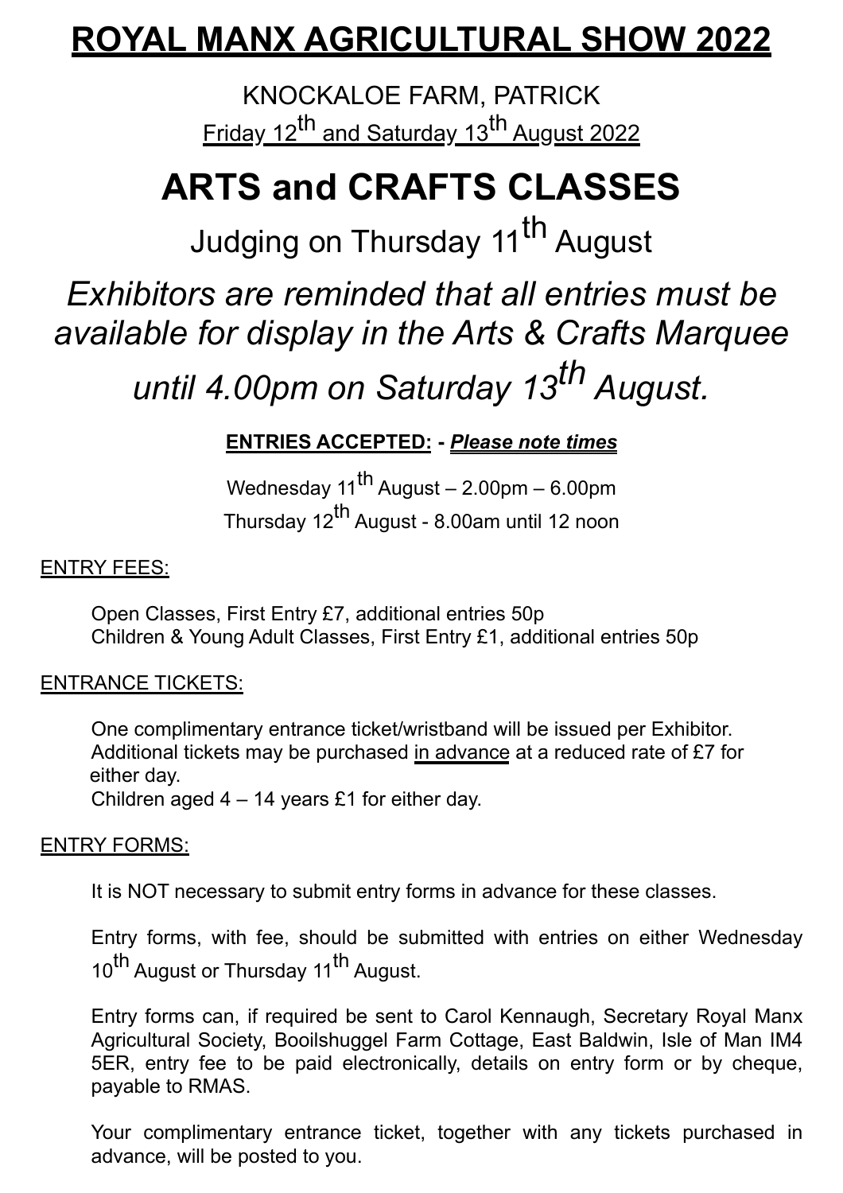# ROYAL MANX AGRICULTURAL SHOW 2022

KNOCKALOE FARM, PATRICK

Friday 12th and Saturday 13th August 2022

# ARTS and CRAFTS CLASSES

## Judging on Thursday 11th August

*Exhibitors are reminded that all entries must be available for display in the Arts & Crafts Marquee until 4.00pm on Saturday 13th August.*

**ENTRIES ACCEPTED: - *Please note times***

Wednesday 11th August – 2.00pm – 6.00pm
Thursday 12th August - 8.00am until 12 noon

ENTRY FEES:

Open Classes, First Entry £7, additional entries 50p
Children & Young Adult Classes, First Entry £1, additional entries 50p

ENTRANCE TICKETS:

One complimentary entrance ticket/wristband will be issued per Exhibitor. Additional tickets may be purchased in advance at a reduced rate of £7 for either day.
Children aged 4 – 14 years £1 for either day.

ENTRY FORMS:

It is NOT necessary to submit entry forms in advance for these classes.

Entry forms, with fee, should be submitted with entries on either Wednesday 10th August or Thursday 11th August.

Entry forms can, if required be sent to Carol Kennaugh, Secretary Royal Manx Agricultural Society, Booilshuggel Farm Cottage, East Baldwin, Isle of Man IM4 5ER, entry fee to be paid electronically, details on entry form or by cheque, payable to RMAS.

Your complimentary entrance ticket, together with any tickets purchased in advance, will be posted to you.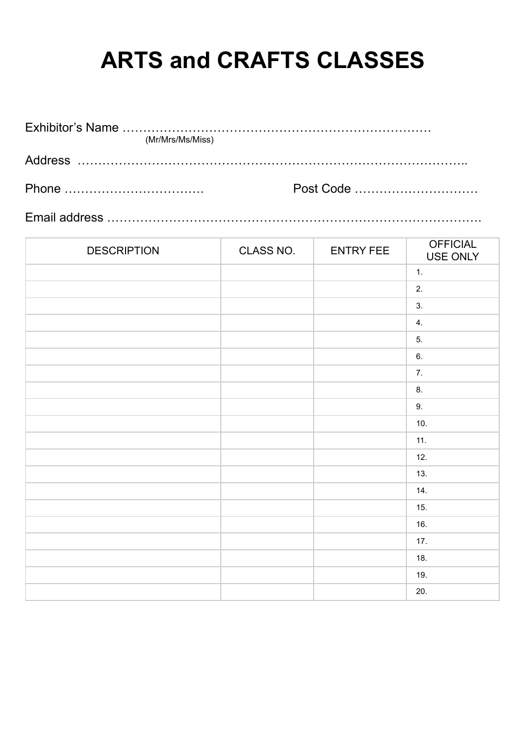# ARTS and CRAFTS CLASSES

Exhibitor's Name ………………………………………………………………
(Mr/Mrs/Ms/Miss)

Address ……………………………………………………………………………..

Phone ……………………………  Post Code …………………………

Email address ……………………………………………………………………………

| DESCRIPTION | CLASS NO. | ENTRY FEE | OFFICIAL USE ONLY |
|---|---|---|---|
| | | | 1. |
| | | | 2. |
| | | | 3. |
| | | | 4. |
| | | | 5. |
| | | | 6. |
| | | | 7. |
| | | | 8. |
| | | | 9. |
| | | | 10. |
| | | | 11. |
| | | | 12. |
| | | | 13. |
| | | | 14. |
| | | | 15. |
| | | | 16. |
| | | | 17. |
| | | | 18. |
| | | | 19. |
| | | | 20. |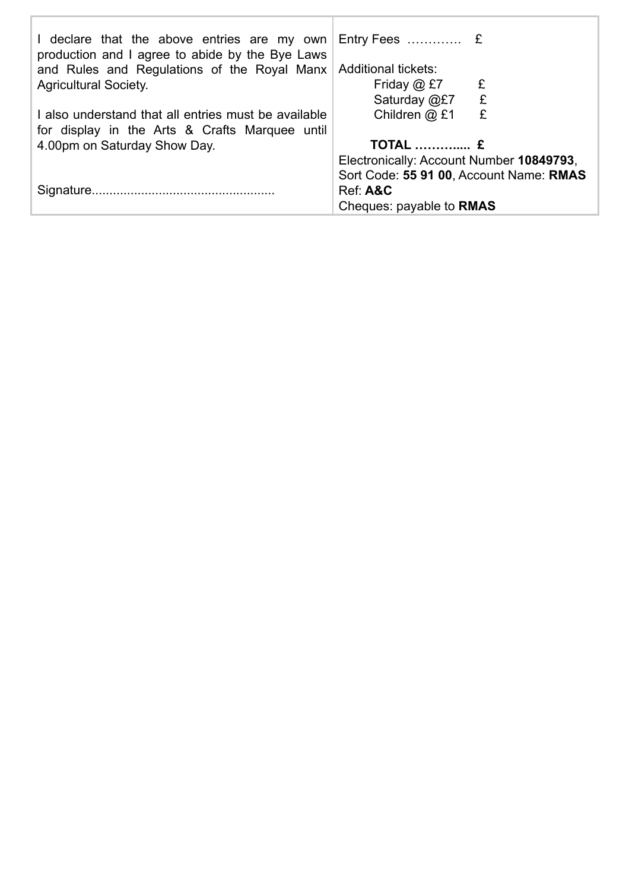| | |
|---|---|
| I declare that the above entries are my own production and I agree to abide by the Bye Laws and Rules and Regulations of the Royal Manx Agricultural Society.<br><br>I also understand that all entries must be available for display in the Arts & Crafts Marquee until 4.00pm on Saturday Show Day.<br><br><br>Signature................................................... | Entry Fees …………. £<br><br>Additional tickets:<br>Friday @ £7 £<br>Saturday @£7 £<br>Children @ £1 £<br><br>**TOTAL ………..... £**<br>Electronically: Account Number **10849793**, Sort Code: **55 91 00**, Account Name: **RMAS** Ref: **A&C**<br>Cheques: payable to **RMAS** |